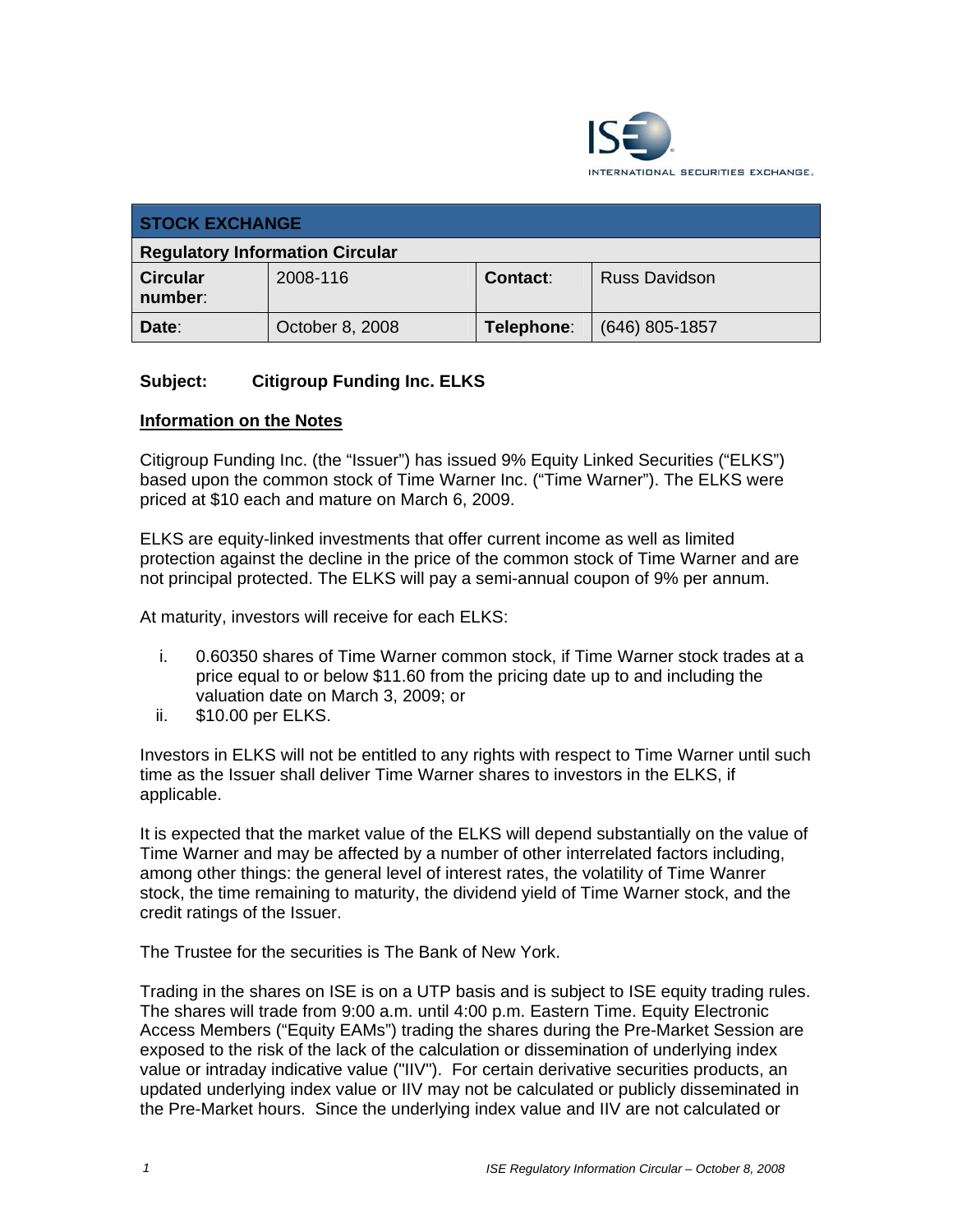INTERNATIONAL SECURITIES EXCHANGE.

| STOCK EXCHANGE | | | |
|---|---|---|---|
| **Regulatory Information Circular** | | | |
| **Circular number**: | 2008-116 | **Contact**: | Russ Davidson |
| **Date**: | October 8, 2008 | **Telephone**: | (646) 805-1857 |

**Subject: Citigroup Funding Inc. ELKS**

## Information on the Notes

Citigroup Funding Inc. (the "Issuer") has issued 9% Equity Linked Securities ("ELKS") based upon the common stock of Time Warner Inc. ("Time Warner"). The ELKS were priced at $10 each and mature on March 6, 2009.

ELKS are equity-linked investments that offer current income as well as limited protection against the decline in the price of the common stock of Time Warner and are not principal protected. The ELKS will pay a semi-annual coupon of 9% per annum.

At maturity, investors will receive for each ELKS:

i. 0.60350 shares of Time Warner common stock, if Time Warner stock trades at a price equal to or below $11.60 from the pricing date up to and including the valuation date on March 3, 2009; or
ii. $10.00 per ELKS.

Investors in ELKS will not be entitled to any rights with respect to Time Warner until such time as the Issuer shall deliver Time Warner shares to investors in the ELKS, if applicable.

It is expected that the market value of the ELKS will depend substantially on the value of Time Warner and may be affected by a number of other interrelated factors including, among other things: the general level of interest rates, the volatility of Time Wanrer stock, the time remaining to maturity, the dividend yield of Time Warner stock, and the credit ratings of the Issuer.

The Trustee for the securities is The Bank of New York.

Trading in the shares on ISE is on a UTP basis and is subject to ISE equity trading rules. The shares will trade from 9:00 a.m. until 4:00 p.m. Eastern Time. Equity Electronic Access Members ("Equity EAMs") trading the shares during the Pre-Market Session are exposed to the risk of the lack of the calculation or dissemination of underlying index value or intraday indicative value ("IIV"). For certain derivative securities products, an updated underlying index value or IIV may not be calculated or publicly disseminated in the Pre-Market hours. Since the underlying index value and IIV are not calculated or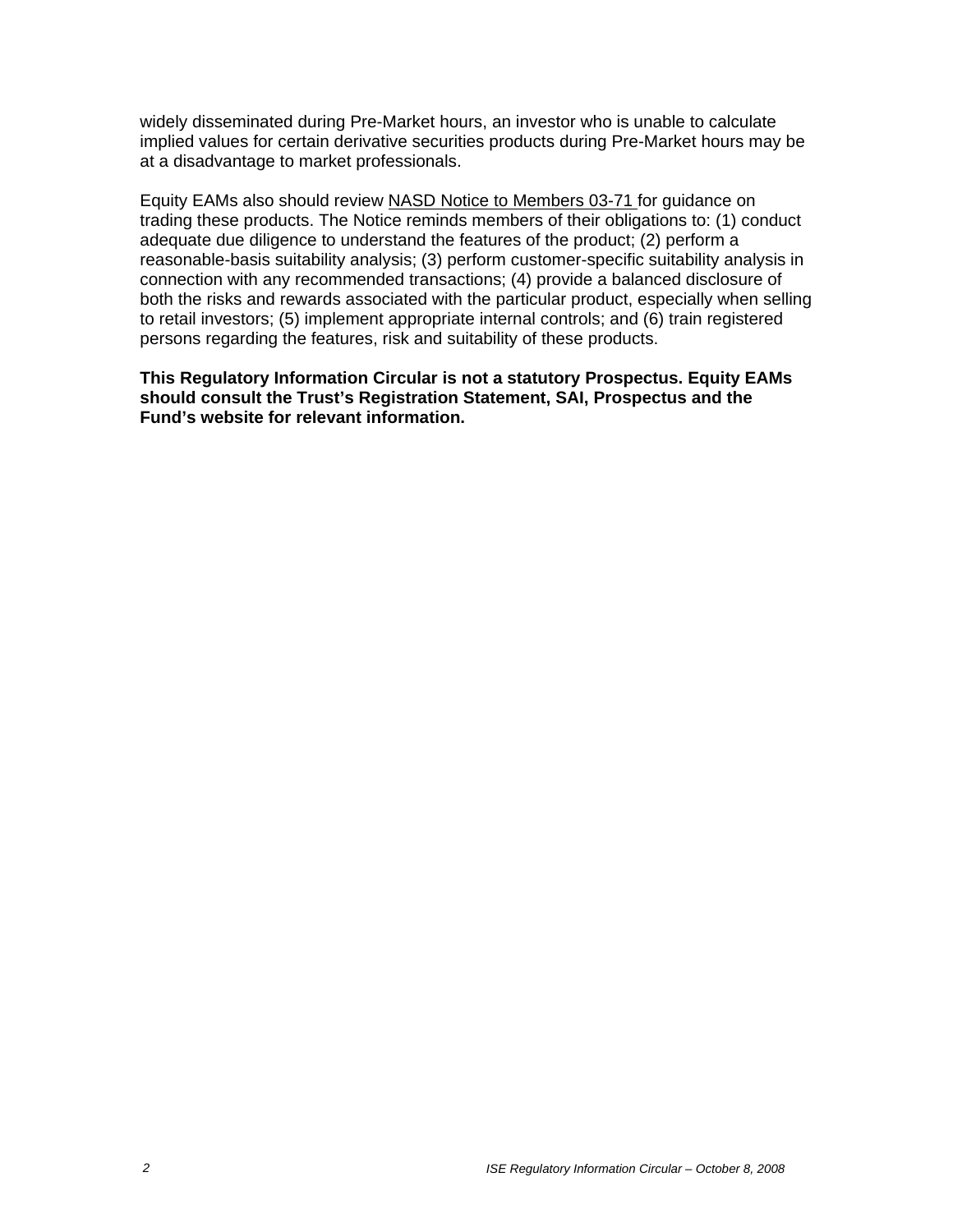widely disseminated during Pre-Market hours, an investor who is unable to calculate implied values for certain derivative securities products during Pre-Market hours may be at a disadvantage to market professionals.

Equity EAMs also should review NASD Notice to Members 03-71 for guidance on trading these products. The Notice reminds members of their obligations to: (1) conduct adequate due diligence to understand the features of the product; (2) perform a reasonable-basis suitability analysis; (3) perform customer-specific suitability analysis in connection with any recommended transactions; (4) provide a balanced disclosure of both the risks and rewards associated with the particular product, especially when selling to retail investors; (5) implement appropriate internal controls; and (6) train registered persons regarding the features, risk and suitability of these products.

**This Regulatory Information Circular is not a statutory Prospectus. Equity EAMs should consult the Trust's Registration Statement, SAI, Prospectus and the Fund's website for relevant information.**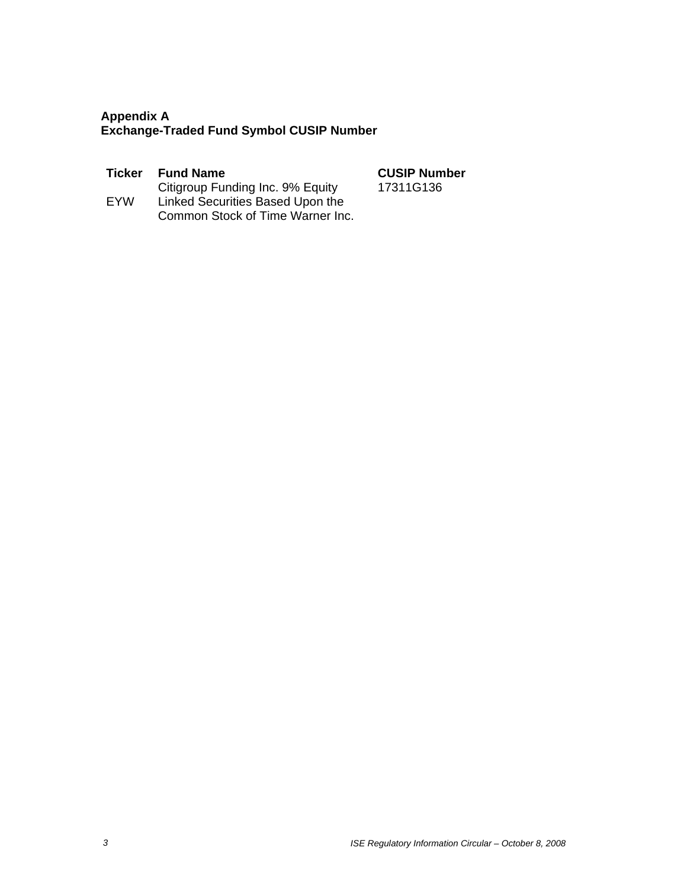**Appendix A**
**Exchange-Traded Fund Symbol CUSIP Number**

| Ticker | Fund Name | CUSIP Number |
|---|---|---|
| EYW | Citigroup Funding Inc. 9% Equity Linked Securities Based Upon the Common Stock of Time Warner Inc. | 17311G136 |